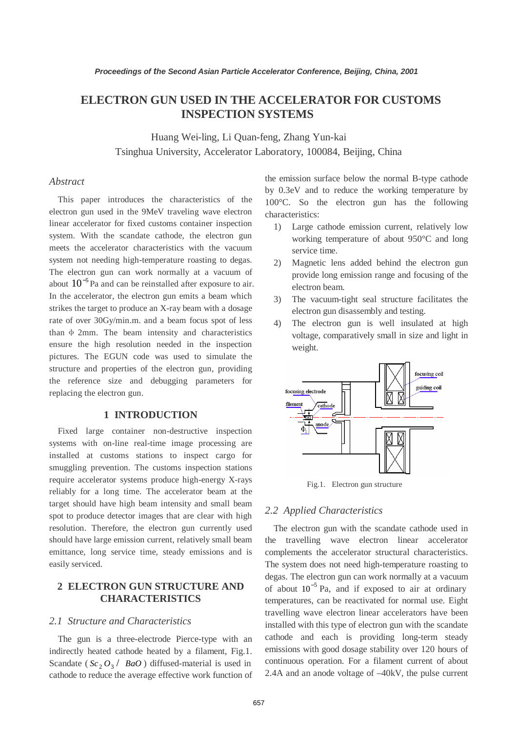# ELECTRON GUN USED IN THE ACCELERATOR FOR CUSTOMS INSPECTION SYSTEMS

Huang Wei-ling, Li Quan-feng, Zhang Yun-kai
Tsinghua University, Accelerator Laboratory, 100084, Beijing, China

## *Abstract*

This paper introduces the characteristics of the electron gun used in the 9MeV traveling wave electron linear accelerator for fixed customs container inspection system. With the scandate cathode, the electron gun meets the accelerator characteristics with the vacuum system not needing high-temperature roasting to degas. The electron gun can work normally at a vacuum of about $10^{-5}$ Pa and can be reinstalled after exposure to air. In the accelerator, the electron gun emits a beam which strikes the target to produce an X-ray beam with a dosage rate of over 30Gy/min.m. and a beam focus spot of less than φ 2mm. The beam intensity and characteristics ensure the high resolution needed in the inspection pictures. The EGUN code was used to simulate the structure and properties of the electron gun, providing the reference size and debugging parameters for replacing the electron gun.

## 1 INTRODUCTION

Fixed large container non-destructive inspection systems with on-line real-time image processing are installed at customs stations to inspect cargo for smuggling prevention. The customs inspection stations require accelerator systems produce high-energy X-rays reliably for a long time. The accelerator beam at the target should have high beam intensity and small beam spot to produce detector images that are clear with high resolution. Therefore, the electron gun currently used should have large emission current, relatively small beam emittance, long service time, steady emissions and is easily serviced.

## 2 ELECTRON GUN STRUCTURE AND CHARACTERISTICS

### *2.1 Structure and Characteristics*

The gun is a three-electrode Pierce-type with an indirectly heated cathode heated by a filament, Fig.1. Scandate ($Sc_2O_3$/ $BaO$) diffused-material is used in cathode to reduce the average effective work function of the emission surface below the normal B-type cathode by 0.3eV and to reduce the working temperature by 100°C. So the electron gun has the following characteristics:

1) Large cathode emission current, relatively low working temperature of about 950°C and long service time.
2) Magnetic lens added behind the electron gun provide long emission range and focusing of the electron beam.
3) The vacuum-tight seal structure facilitates the electron gun disassembly and testing.
4) The electron gun is well insulated at high voltage, comparatively small in size and light in weight.

Fig.1. Electron gun structure

### *2.2 Applied Characteristics*

The electron gun with the scandate cathode used in the travelling wave electron linear accelerator complements the accelerator structural characteristics. The system does not need high-temperature roasting to degas. The electron gun can work normally at a vacuum of about $10^{-5}$ Pa, and if exposed to air at ordinary temperatures, can be reactivated for normal use. Eight travelling wave electron linear accelerators have been installed with this type of electron gun with the scandate cathode and each is providing long-term steady emissions with good dosage stability over 120 hours of continuous operation. For a filament current of about 2.4A and an anode voltage of –40kV, the pulse current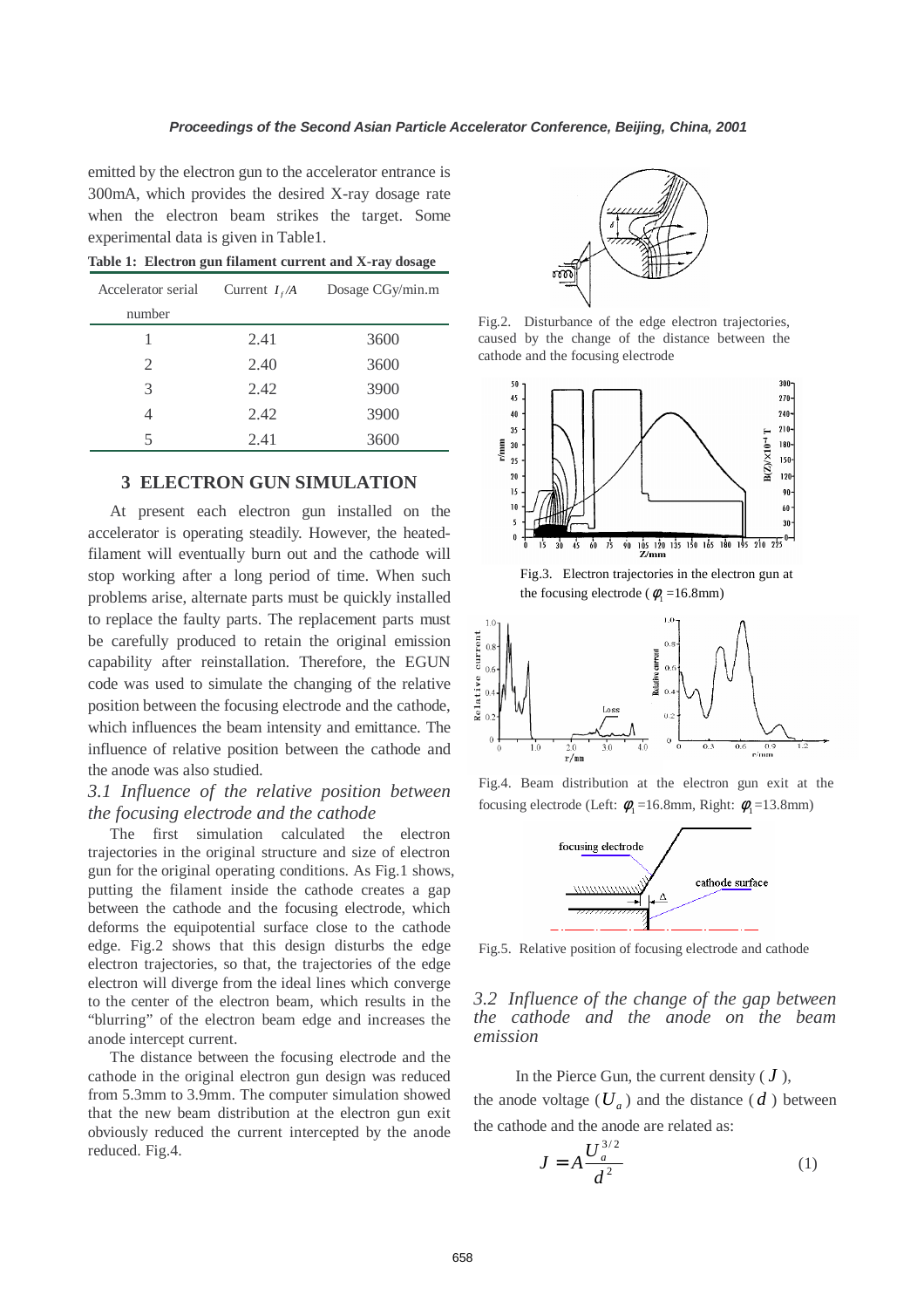emitted by the electron gun to the accelerator entrance is 300mA, which provides the desired X-ray dosage rate when the electron beam strikes the target. Some experimental data is given in Table1.

**Table 1: Electron gun filament current and X-ray dosage**

| Accelerator serial number | Current $I_f$/A | Dosage CGy/min.m |
|---|---|---|
| 1 | 2.41 | 3600 |
| 2 | 2.40 | 3600 |
| 3 | 2.42 | 3900 |
| 4 | 2.42 | 3900 |
| 5 | 2.41 | 3600 |

## 3 ELECTRON GUN SIMULATION

At present each electron gun installed on the accelerator is operating steadily. However, the heated-filament will eventually burn out and the cathode will stop working after a long period of time. When such problems arise, alternate parts must be quickly installed to replace the faulty parts. The replacement parts must be carefully produced to retain the original emission capability after reinstallation. Therefore, the EGUN code was used to simulate the changing of the relative position between the focusing electrode and the cathode, which influences the beam intensity and emittance. The influence of relative position between the cathode and the anode was also studied.

### *3.1 Influence of the relative position between the focusing electrode and the cathode*

The first simulation calculated the electron trajectories in the original structure and size of electron gun for the original operating conditions. As Fig.1 shows, putting the filament inside the cathode creates a gap between the cathode and the focusing electrode, which deforms the equipotential surface close to the cathode edge. Fig.2 shows that this design disturbs the edge electron trajectories, so that, the trajectories of the edge electron will diverge from the ideal lines which converge to the center of the electron beam, which results in the "blurring" of the electron beam edge and increases the anode intercept current.

The distance between the focusing electrode and the cathode in the original electron gun design was reduced from 5.3mm to 3.9mm. The computer simulation showed that the new beam distribution at the electron gun exit obviously reduced the current intercepted by the anode reduced. Fig.4.

Fig.2. Disturbance of the edge electron trajectories, caused by the change of the distance between the cathode and the focusing electrode

Fig.3. Electron trajectories in the electron gun at the focusing electrode ($\phi_1$ =16.8mm)

Fig.4. Beam distribution at the electron gun exit at the focusing electrode (Left: $\phi_1$ =16.8mm, Right: $\phi_1$ =13.8mm)

Fig.5. Relative position of focusing electrode and cathode

### *3.2 Influence of the change of the gap between the cathode and the anode on the beam emission*

In the Pierce Gun, the current density ( $J$ ), the anode voltage ( $U_a$ ) and the distance ( $d$ ) between the cathode and the anode are related as:

$$J = A\frac{U_a^{3/2}}{d^2} \qquad (1)$$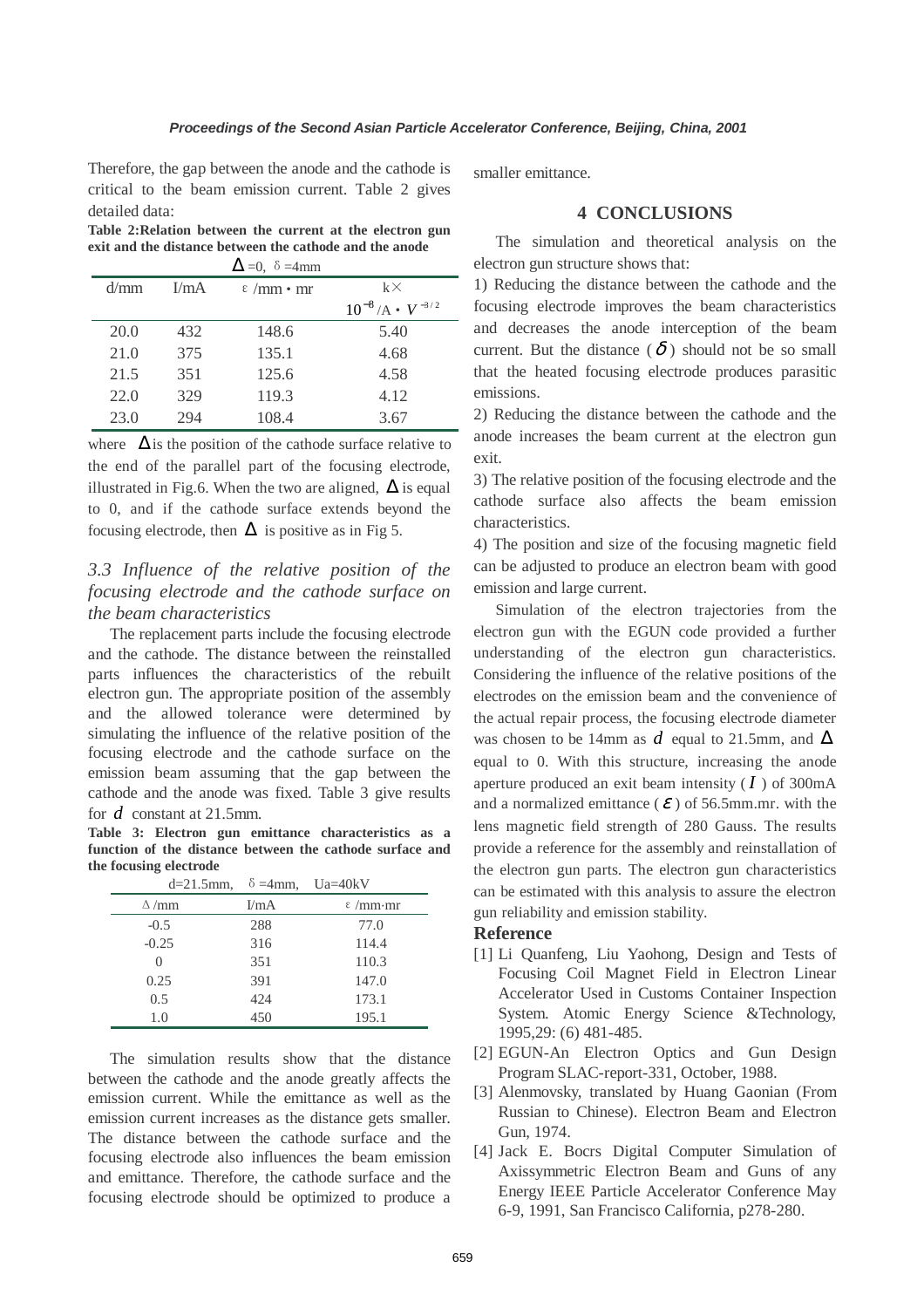Therefore, the gap between the anode and the cathode is critical to the beam emission current. Table 2 gives detailed data:

**Table 2:Relation between the current at the electron gun exit and the distance between the cathode and the anode**

$\Delta$=0, δ =4mm

| d/mm | I/mA | ε /mm・mr | k× $10^{-8}$/A・$V^{-3/2}$ |
|---|---|---|---|
| 20.0 | 432 | 148.6 | 5.40 |
| 21.0 | 375 | 135.1 | 4.68 |
| 21.5 | 351 | 125.6 | 4.58 |
| 22.0 | 329 | 119.3 | 4.12 |
| 23.0 | 294 | 108.4 | 3.67 |

where $\Delta$ is the position of the cathode surface relative to the end of the parallel part of the focusing electrode, illustrated in Fig.6. When the two are aligned, $\Delta$ is equal to 0, and if the cathode surface extends beyond the focusing electrode, then $\Delta$ is positive as in Fig 5.

### *3.3 Influence of the relative position of the focusing electrode and the cathode surface on the beam characteristics*

The replacement parts include the focusing electrode and the cathode. The distance between the reinstalled parts influences the characteristics of the rebuilt electron gun. The appropriate position of the assembly and the allowed tolerance were determined by simulating the influence of the relative position of the focusing electrode and the cathode surface on the emission beam assuming that the gap between the cathode and the anode was fixed. Table 3 give results for $d$ constant at 21.5mm.

**Table 3: Electron gun emittance characteristics as a function of the distance between the cathode surface and the focusing electrode**

d=21.5mm, δ =4mm, Ua=40kV

| Δ /mm | I/mA | ε /mm·mr |
|---|---|---|
| -0.5 | 288 | 77.0 |
| -0.25 | 316 | 114.4 |
| 0 | 351 | 110.3 |
| 0.25 | 391 | 147.0 |
| 0.5 | 424 | 173.1 |
| 1.0 | 450 | 195.1 |

The simulation results show that the distance between the cathode and the anode greatly affects the emission current. While the emittance as well as the emission current increases as the distance gets smaller. The distance between the cathode surface and the focusing electrode also influences the beam emission and emittance. Therefore, the cathode surface and the focusing electrode should be optimized to produce a smaller emittance.

## 4 CONCLUSIONS

The simulation and theoretical analysis on the electron gun structure shows that:

1) Reducing the distance between the cathode and the focusing electrode improves the beam characteristics and decreases the anode interception of the beam current. But the distance ($\delta$) should not be so small that the heated focusing electrode produces parasitic emissions.

2) Reducing the distance between the cathode and the anode increases the beam current at the electron gun exit.

3) The relative position of the focusing electrode and the cathode surface also affects the beam emission characteristics.

4) The position and size of the focusing magnetic field can be adjusted to produce an electron beam with good emission and large current.

Simulation of the electron trajectories from the electron gun with the EGUN code provided a further understanding of the electron gun characteristics. Considering the influence of the relative positions of the electrodes on the emission beam and the convenience of the actual repair process, the focusing electrode diameter was chosen to be 14mm as $d$ equal to 21.5mm, and $\Delta$ equal to 0. With this structure, increasing the anode aperture produced an exit beam intensity ($I$) of 300mA and a normalized emittance ($\varepsilon$) of 56.5mm.mr. with the lens magnetic field strength of 280 Gauss. The results provide a reference for the assembly and reinstallation of the electron gun parts. The electron gun characteristics can be estimated with this analysis to assure the electron gun reliability and emission stability.

## Reference

[1] Li Quanfeng, Liu Yaohong, Design and Tests of Focusing Coil Magnet Field in Electron Linear Accelerator Used in Customs Container Inspection System. Atomic Energy Science &Technology, 1995,29: (6) 481-485.

[2] EGUN-An Electron Optics and Gun Design Program SLAC-report-331, October, 1988.

[3] Alenmovsky, translated by Huang Gaonian (From Russian to Chinese). Electron Beam and Electron Gun, 1974.

[4] Jack E. Bocrs Digital Computer Simulation of Axissymmetric Electron Beam and Guns of any Energy IEEE Particle Accelerator Conference May 6-9, 1991, San Francisco California, p278-280.